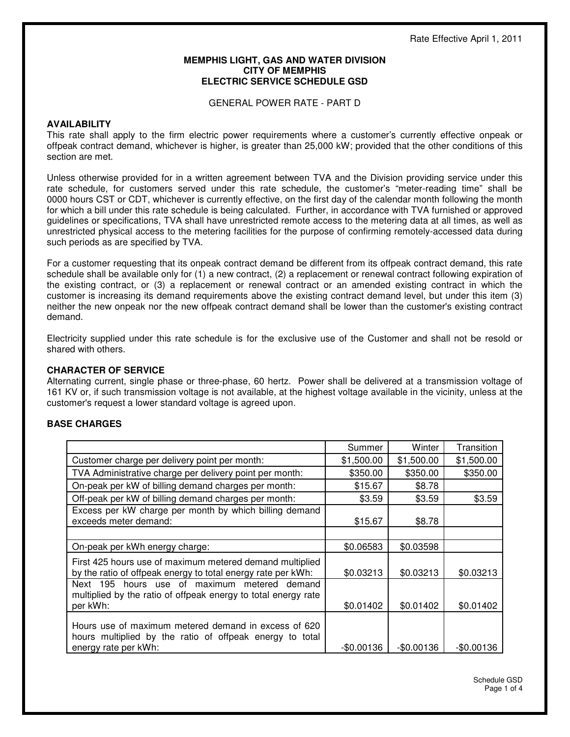Rate Effective April 1, 2011

**MEMPHIS LIGHT, GAS AND WATER DIVISION**
**CITY OF MEMPHIS**
**ELECTRIC SERVICE SCHEDULE GSD**

GENERAL POWER RATE - PART D

## AVAILABILITY

This rate shall apply to the firm electric power requirements where a customer's currently effective onpeak or offpeak contract demand, whichever is higher, is greater than 25,000 kW; provided that the other conditions of this section are met.

Unless otherwise provided for in a written agreement between TVA and the Division providing service under this rate schedule, for customers served under this rate schedule, the customer's "meter-reading time" shall be 0000 hours CST or CDT, whichever is currently effective, on the first day of the calendar month following the month for which a bill under this rate schedule is being calculated. Further, in accordance with TVA furnished or approved guidelines or specifications, TVA shall have unrestricted remote access to the metering data at all times, as well as unrestricted physical access to the metering facilities for the purpose of confirming remotely-accessed data during such periods as are specified by TVA.

For a customer requesting that its onpeak contract demand be different from its offpeak contract demand, this rate schedule shall be available only for (1) a new contract, (2) a replacement or renewal contract following expiration of the existing contract, or (3) a replacement or renewal contract or an amended existing contract in which the customer is increasing its demand requirements above the existing contract demand level, but under this item (3) neither the new onpeak nor the new offpeak contract demand shall be lower than the customer's existing contract demand.

Electricity supplied under this rate schedule is for the exclusive use of the Customer and shall not be resold or shared with others.

## CHARACTER OF SERVICE

Alternating current, single phase or three-phase, 60 hertz. Power shall be delivered at a transmission voltage of 161 KV or, if such transmission voltage is not available, at the highest voltage available in the vicinity, unless at the customer's request a lower standard voltage is agreed upon.

## BASE CHARGES

| | Summer | Winter | Transition |
|---|---|---|---|
| Customer charge per delivery point per month: | $1,500.00 | $1,500.00 | $1,500.00 |
| TVA Administrative charge per delivery point per month: | $350.00 | $350.00 | $350.00 |
| On-peak per kW of billing demand charges per month: | $15.67 | $8.78 | |
| Off-peak per kW of billing demand charges per month: | $3.59 | $3.59 | $3.59 |
| Excess per kW charge per month by which billing demand exceeds meter demand: | $15.67 | $8.78 | |
| | | | |
| On-peak per kWh energy charge: | $0.06583 | $0.03598 | |
| First 425 hours use of maximum metered demand multiplied by the ratio of offpeak energy to total energy rate per kWh: | $0.03213 | $0.03213 | $0.03213 |
| Next 195 hours use of maximum metered demand multiplied by the ratio of offpeak energy to total energy rate per kWh: | $0.01402 | $0.01402 | $0.01402 |
| Hours use of maximum metered demand in excess of 620 hours multiplied by the ratio of offpeak energy to total energy rate per kWh: | -$0.00136 | -$0.00136 | -$0.00136 |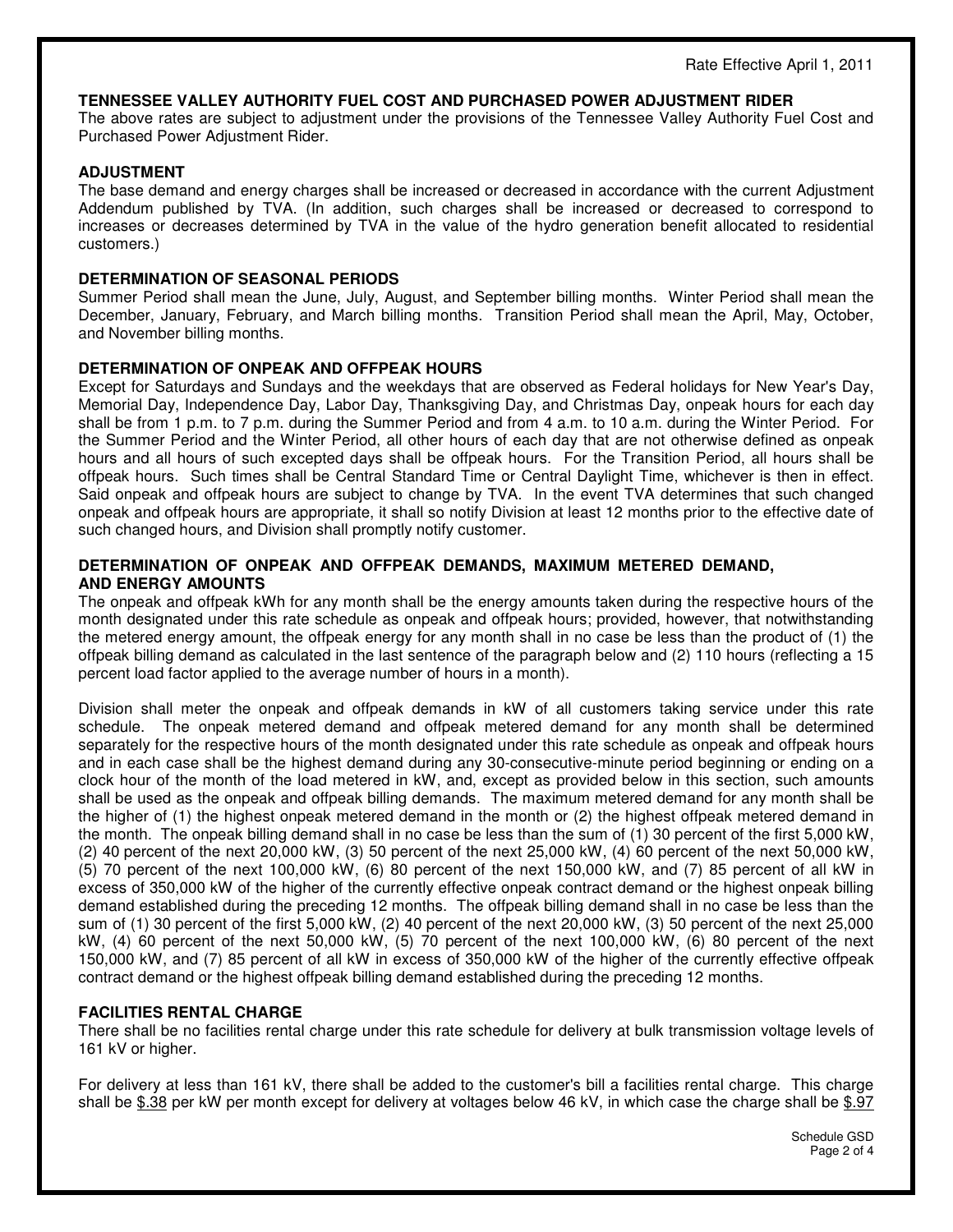Rate Effective April 1, 2011

**TENNESSEE VALLEY AUTHORITY FUEL COST AND PURCHASED POWER ADJUSTMENT RIDER**

The above rates are subject to adjustment under the provisions of the Tennessee Valley Authority Fuel Cost and Purchased Power Adjustment Rider.

**ADJUSTMENT**

The base demand and energy charges shall be increased or decreased in accordance with the current Adjustment Addendum published by TVA. (In addition, such charges shall be increased or decreased to correspond to increases or decreases determined by TVA in the value of the hydro generation benefit allocated to residential customers.)

**DETERMINATION OF SEASONAL PERIODS**

Summer Period shall mean the June, July, August, and September billing months. Winter Period shall mean the December, January, February, and March billing months. Transition Period shall mean the April, May, October, and November billing months.

**DETERMINATION OF ONPEAK AND OFFPEAK HOURS**

Except for Saturdays and Sundays and the weekdays that are observed as Federal holidays for New Year's Day, Memorial Day, Independence Day, Labor Day, Thanksgiving Day, and Christmas Day, onpeak hours for each day shall be from 1 p.m. to 7 p.m. during the Summer Period and from 4 a.m. to 10 a.m. during the Winter Period. For the Summer Period and the Winter Period, all other hours of each day that are not otherwise defined as onpeak hours and all hours of such excepted days shall be offpeak hours. For the Transition Period, all hours shall be offpeak hours. Such times shall be Central Standard Time or Central Daylight Time, whichever is then in effect. Said onpeak and offpeak hours are subject to change by TVA. In the event TVA determines that such changed onpeak and offpeak hours are appropriate, it shall so notify Division at least 12 months prior to the effective date of such changed hours, and Division shall promptly notify customer.

**DETERMINATION OF ONPEAK AND OFFPEAK DEMANDS, MAXIMUM METERED DEMAND, AND ENERGY AMOUNTS**

The onpeak and offpeak kWh for any month shall be the energy amounts taken during the respective hours of the month designated under this rate schedule as onpeak and offpeak hours; provided, however, that notwithstanding the metered energy amount, the offpeak energy for any month shall in no case be less than the product of (1) the offpeak billing demand as calculated in the last sentence of the paragraph below and (2) 110 hours (reflecting a 15 percent load factor applied to the average number of hours in a month).

Division shall meter the onpeak and offpeak demands in kW of all customers taking service under this rate schedule. The onpeak metered demand and offpeak metered demand for any month shall be determined separately for the respective hours of the month designated under this rate schedule as onpeak and offpeak hours and in each case shall be the highest demand during any 30-consecutive-minute period beginning or ending on a clock hour of the month of the load metered in kW, and, except as provided below in this section, such amounts shall be used as the onpeak and offpeak billing demands. The maximum metered demand for any month shall be the higher of (1) the highest onpeak metered demand in the month or (2) the highest offpeak metered demand in the month. The onpeak billing demand shall in no case be less than the sum of (1) 30 percent of the first 5,000 kW, (2) 40 percent of the next 20,000 kW, (3) 50 percent of the next 25,000 kW, (4) 60 percent of the next 50,000 kW, (5) 70 percent of the next 100,000 kW, (6) 80 percent of the next 150,000 kW, and (7) 85 percent of all kW in excess of 350,000 kW of the higher of the currently effective onpeak contract demand or the highest onpeak billing demand established during the preceding 12 months. The offpeak billing demand shall in no case be less than the sum of (1) 30 percent of the first 5,000 kW, (2) 40 percent of the next 20,000 kW, (3) 50 percent of the next 25,000 kW, (4) 60 percent of the next 50,000 kW, (5) 70 percent of the next 100,000 kW, (6) 80 percent of the next 150,000 kW, and (7) 85 percent of all kW in excess of 350,000 kW of the higher of the currently effective offpeak contract demand or the highest offpeak billing demand established during the preceding 12 months.

**FACILITIES RENTAL CHARGE**

There shall be no facilities rental charge under this rate schedule for delivery at bulk transmission voltage levels of 161 kV or higher.

For delivery at less than 161 kV, there shall be added to the customer's bill a facilities rental charge. This charge shall be $.38 per kW per month except for delivery at voltages below 46 kV, in which case the charge shall be $.97

Schedule GSD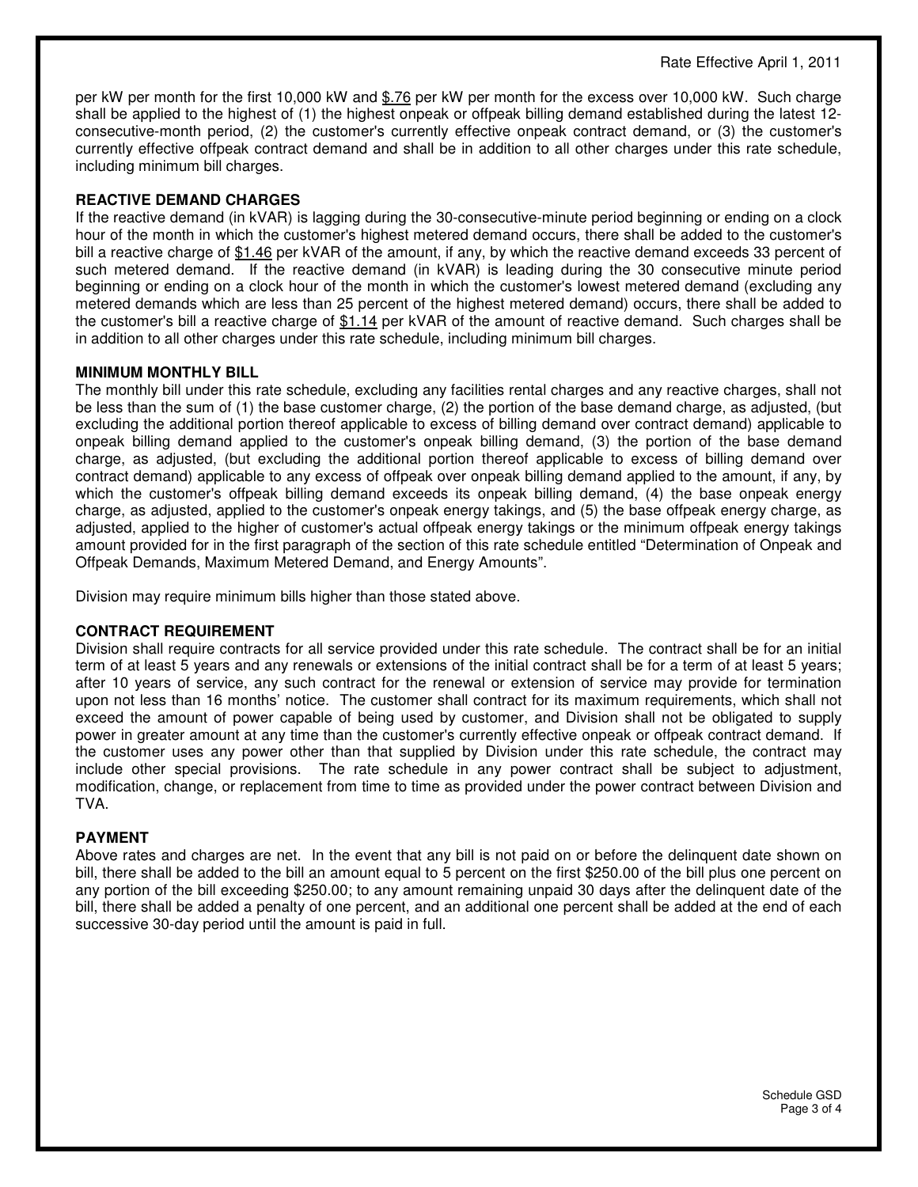per kW per month for the first 10,000 kW and $.76 per kW per month for the excess over 10,000 kW. Such charge shall be applied to the highest of (1) the highest onpeak or offpeak billing demand established during the latest 12-consecutive-month period, (2) the customer's currently effective onpeak contract demand, or (3) the customer's currently effective offpeak contract demand and shall be in addition to all other charges under this rate schedule, including minimum bill charges.

**REACTIVE DEMAND CHARGES**

If the reactive demand (in kVAR) is lagging during the 30-consecutive-minute period beginning or ending on a clock hour of the month in which the customer's highest metered demand occurs, there shall be added to the customer's bill a reactive charge of $1.46 per kVAR of the amount, if any, by which the reactive demand exceeds 33 percent of such metered demand. If the reactive demand (in kVAR) is leading during the 30 consecutive minute period beginning or ending on a clock hour of the month in which the customer's lowest metered demand (excluding any metered demands which are less than 25 percent of the highest metered demand) occurs, there shall be added to the customer's bill a reactive charge of $1.14 per kVAR of the amount of reactive demand. Such charges shall be in addition to all other charges under this rate schedule, including minimum bill charges.

**MINIMUM MONTHLY BILL**

The monthly bill under this rate schedule, excluding any facilities rental charges and any reactive charges, shall not be less than the sum of (1) the base customer charge, (2) the portion of the base demand charge, as adjusted, (but excluding the additional portion thereof applicable to excess of billing demand over contract demand) applicable to onpeak billing demand applied to the customer's onpeak billing demand, (3) the portion of the base demand charge, as adjusted, (but excluding the additional portion thereof applicable to excess of billing demand over contract demand) applicable to any excess of offpeak over onpeak billing demand applied to the amount, if any, by which the customer's offpeak billing demand exceeds its onpeak billing demand, (4) the base onpeak energy charge, as adjusted, applied to the customer's onpeak energy takings, and (5) the base offpeak energy charge, as adjusted, applied to the higher of customer's actual offpeak energy takings or the minimum offpeak energy takings amount provided for in the first paragraph of the section of this rate schedule entitled "Determination of Onpeak and Offpeak Demands, Maximum Metered Demand, and Energy Amounts".

Division may require minimum bills higher than those stated above.

**CONTRACT REQUIREMENT**

Division shall require contracts for all service provided under this rate schedule. The contract shall be for an initial term of at least 5 years and any renewals or extensions of the initial contract shall be for a term of at least 5 years; after 10 years of service, any such contract for the renewal or extension of service may provide for termination upon not less than 16 months' notice. The customer shall contract for its maximum requirements, which shall not exceed the amount of power capable of being used by customer, and Division shall not be obligated to supply power in greater amount at any time than the customer's currently effective onpeak or offpeak contract demand. If the customer uses any power other than that supplied by Division under this rate schedule, the contract may include other special provisions. The rate schedule in any power contract shall be subject to adjustment, modification, change, or replacement from time to time as provided under the power contract between Division and TVA.

**PAYMENT**

Above rates and charges are net. In the event that any bill is not paid on or before the delinquent date shown on bill, there shall be added to the bill an amount equal to 5 percent on the first $250.00 of the bill plus one percent on any portion of the bill exceeding $250.00; to any amount remaining unpaid 30 days after the delinquent date of the bill, there shall be added a penalty of one percent, and an additional one percent shall be added at the end of each successive 30-day period until the amount is paid in full.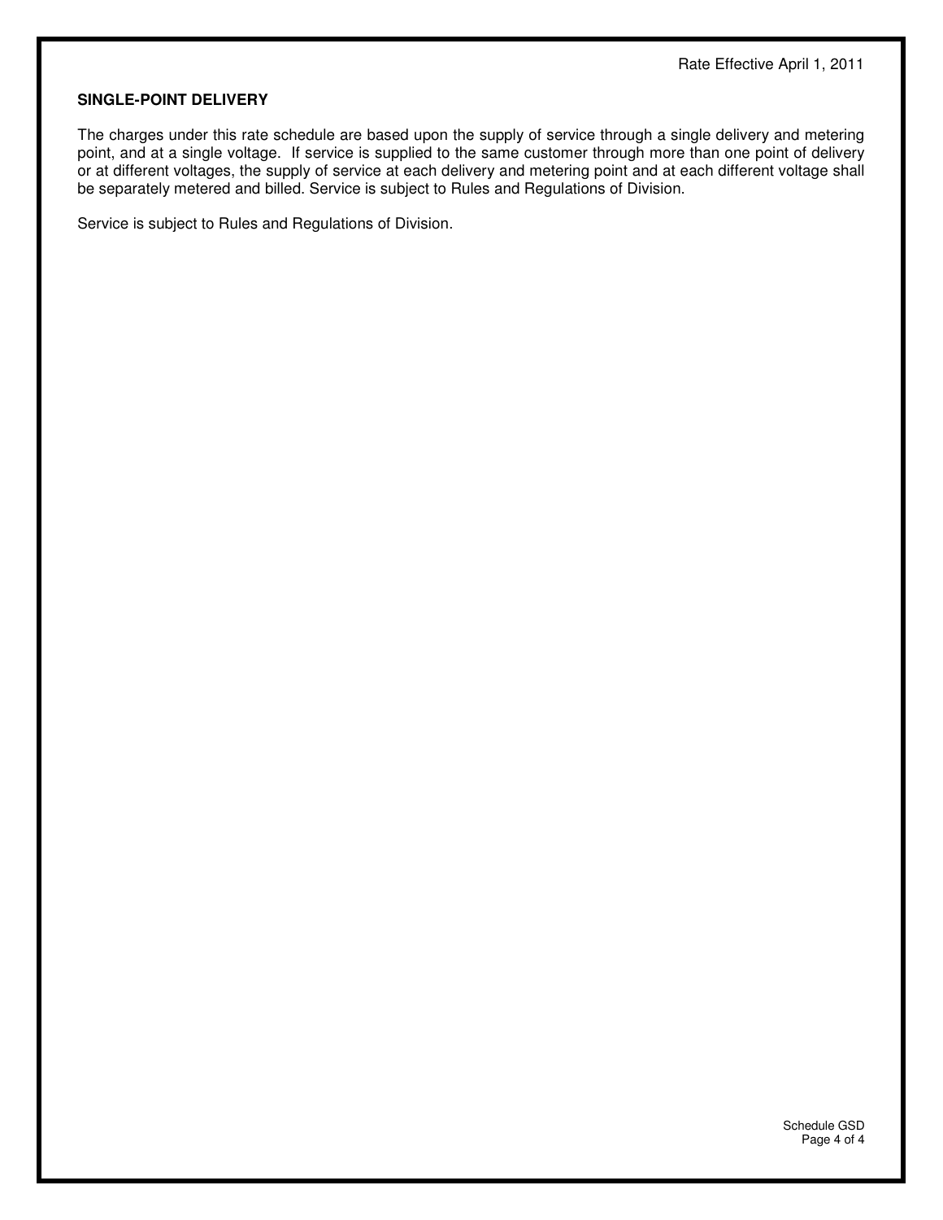Rate Effective April 1, 2011

**SINGLE-POINT DELIVERY**

The charges under this rate schedule are based upon the supply of service through a single delivery and metering point, and at a single voltage. If service is supplied to the same customer through more than one point of delivery or at different voltages, the supply of service at each delivery and metering point and at each different voltage shall be separately metered and billed. Service is subject to Rules and Regulations of Division.

Service is subject to Rules and Regulations of Division.